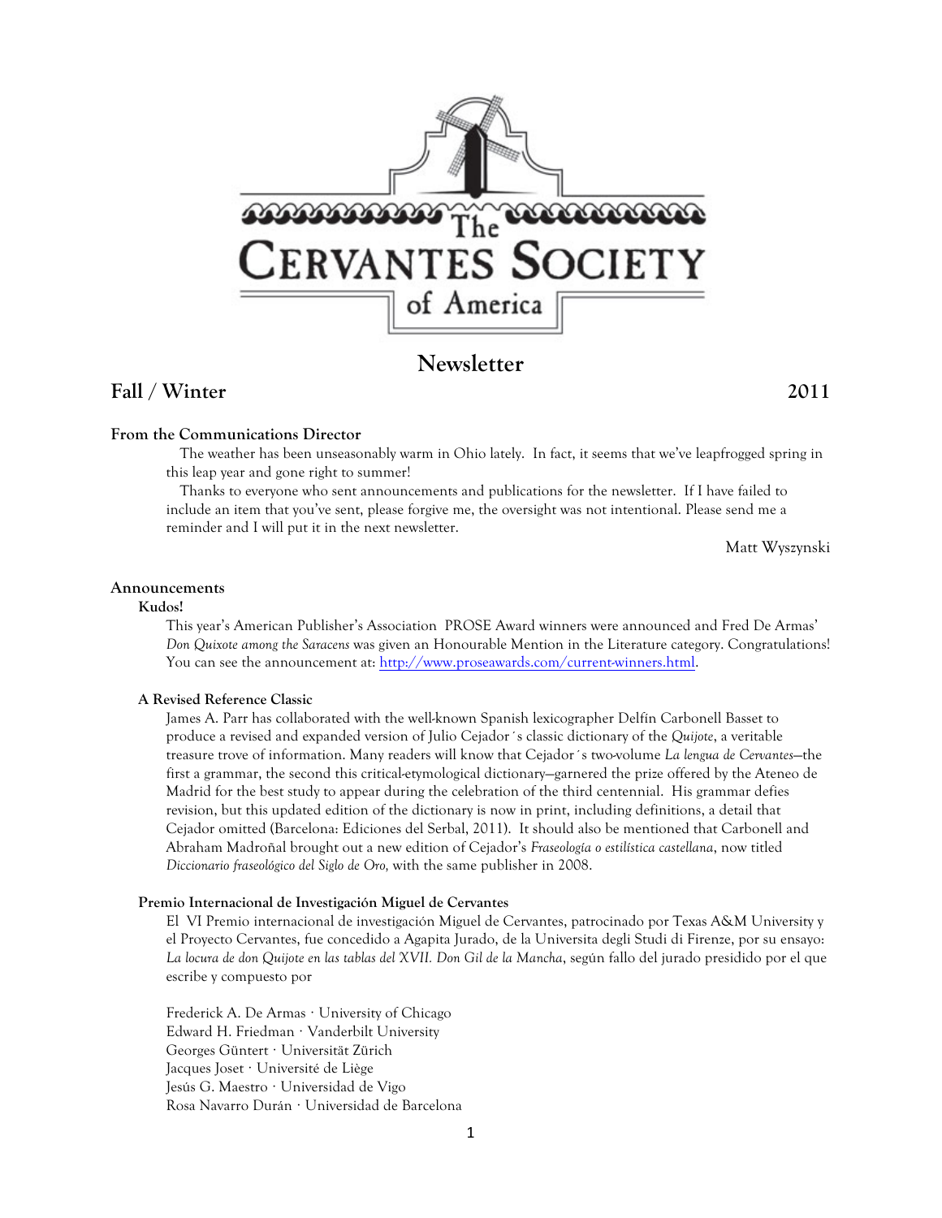# The Cervantes Society of America

## Newsletter

**Fall / Winter** **2011**

### From the Communications Director

The weather has been unseasonably warm in Ohio lately. In fact, it seems that we've leapfrogged spring in this leap year and gone right to summer!

Thanks to everyone who sent announcements and publications for the newsletter. If I have failed to include an item that you've sent, please forgive me, the oversight was not intentional. Please send me a reminder and I will put it in the next newsletter.

Matt Wyszynski

### Announcements

#### Kudos!

This year's American Publisher's Association PROSE Award winners were announced and Fred De Armas' *Don Quixote among the Saracens* was given an Honourable Mention in the Literature category. Congratulations! You can see the announcement at: http://www.proseawards.com/current-winners.html.

#### A Revised Reference Classic

James A. Parr has collaborated with the well-known Spanish lexicographer Delfín Carbonell Basset to produce a revised and expanded version of Julio Cejador´s classic dictionary of the *Quijote*, a veritable treasure trove of information. Many readers will know that Cejador´s two-volume *La lengua de Cervantes*—the first a grammar, the second this critical-etymological dictionary—garnered the prize offered by the Ateneo de Madrid for the best study to appear during the celebration of the third centennial. His grammar defies revision, but this updated edition of the dictionary is now in print, including definitions, a detail that Cejador omitted (Barcelona: Ediciones del Serbal, 2011). It should also be mentioned that Carbonell and Abraham Madroñal brought out a new edition of Cejador's *Fraseología o estilística castellana*, now titled *Diccionario fraseológico del Siglo de Oro,* with the same publisher in 2008.

#### Premio Internacional de Investigación Miguel de Cervantes

El VI Premio internacional de investigación Miguel de Cervantes, patrocinado por Texas A&M University y el Proyecto Cervantes, fue concedido a Agapita Jurado, de la Universita degli Studi di Firenze, por su ensayo: *La locura de don Quijote en las tablas del XVII. Don Gil de la Mancha*, según fallo del jurado presidido por el que escribe y compuesto por

Frederick A. De Armas · University of Chicago
Edward H. Friedman · Vanderbilt University
Georges Güntert · Universität Zürich
Jacques Joset · Université de Liège
Jesús G. Maestro · Universidad de Vigo
Rosa Navarro Durán · Universidad de Barcelona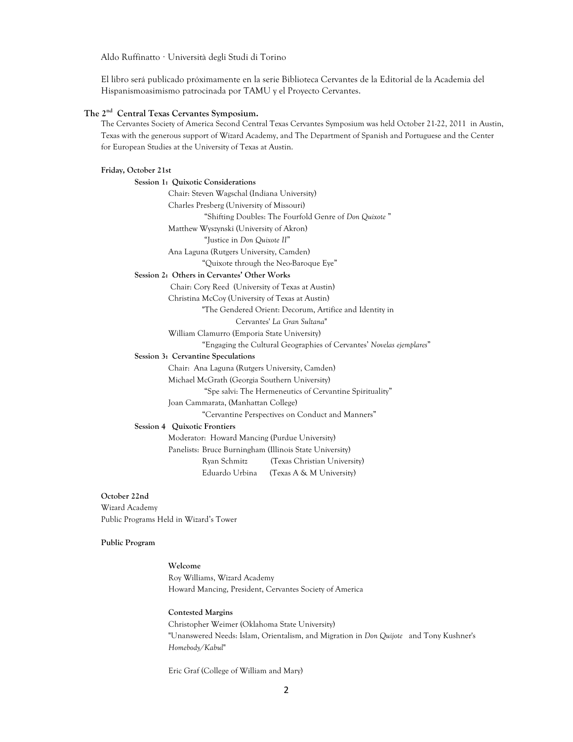Aldo Ruffinatto · Università degli Studi di Torino

El libro será publicado próximamente en la serie Biblioteca Cervantes de la Editorial de la Academia del Hispanismoasimismo patrocinada por TAMU y el Proyecto Cervantes.

## The 2nd Central Texas Cervantes Symposium.

The Cervantes Society of America Second Central Texas Cervantes Symposium was held October 21-22, 2011 in Austin, Texas with the generous support of Wizard Academy, and The Department of Spanish and Portuguese and the Center for European Studies at the University of Texas at Austin.

**Friday, October 21st**

**Session 1: Quixotic Considerations**

Chair: Steven Wagschal (Indiana University)

Charles Presberg (University of Missouri)
"Shifting Doubles: The Fourfold Genre of *Don Quixote* "

Matthew Wyszynski (University of Akron)
"Justice in *Don Quixote II*"

Ana Laguna (Rutgers University, Camden)
"Quixote through the Neo-Baroque Eye"

**Session 2: Others in Cervantes' Other Works**

Chair: Cory Reed (University of Texas at Austin)

Christina McCoy (University of Texas at Austin)
"The Gendered Orient: Decorum, Artifice and Identity in Cervantes' *La Gran Sultana*"

William Clamurro (Emporia State University)
"Engaging the Cultural Geographies of Cervantes' *Novelas ejemplares*"

**Session 3: Cervantine Speculations**

Chair: Ana Laguna (Rutgers University, Camden)

Michael McGrath (Georgia Southern University)
"Spe salvi: The Hermeneutics of Cervantine Spirituality"

Joan Cammarata, (Manhattan College)
"Cervantine Perspectives on Conduct and Manners"

**Session 4 Quixotic Frontiers**

Moderator: Howard Mancing (Purdue University)

Panelists: Bruce Burningham (Illinois State University)
Ryan Schmitz (Texas Christian University)
Eduardo Urbina (Texas A & M University)

**October 22nd**

Wizard Academy
Public Programs Held in Wizard's Tower

**Public Program**

**Welcome**

Roy Williams, Wizard Academy
Howard Mancing, President, Cervantes Society of America

**Contested Margins**

Christopher Weimer (Oklahoma State University)
"Unanswered Needs: Islam, Orientalism, and Migration in *Don Quijote* and Tony Kushner's *Homebody/Kabul*"

Eric Graf (College of William and Mary)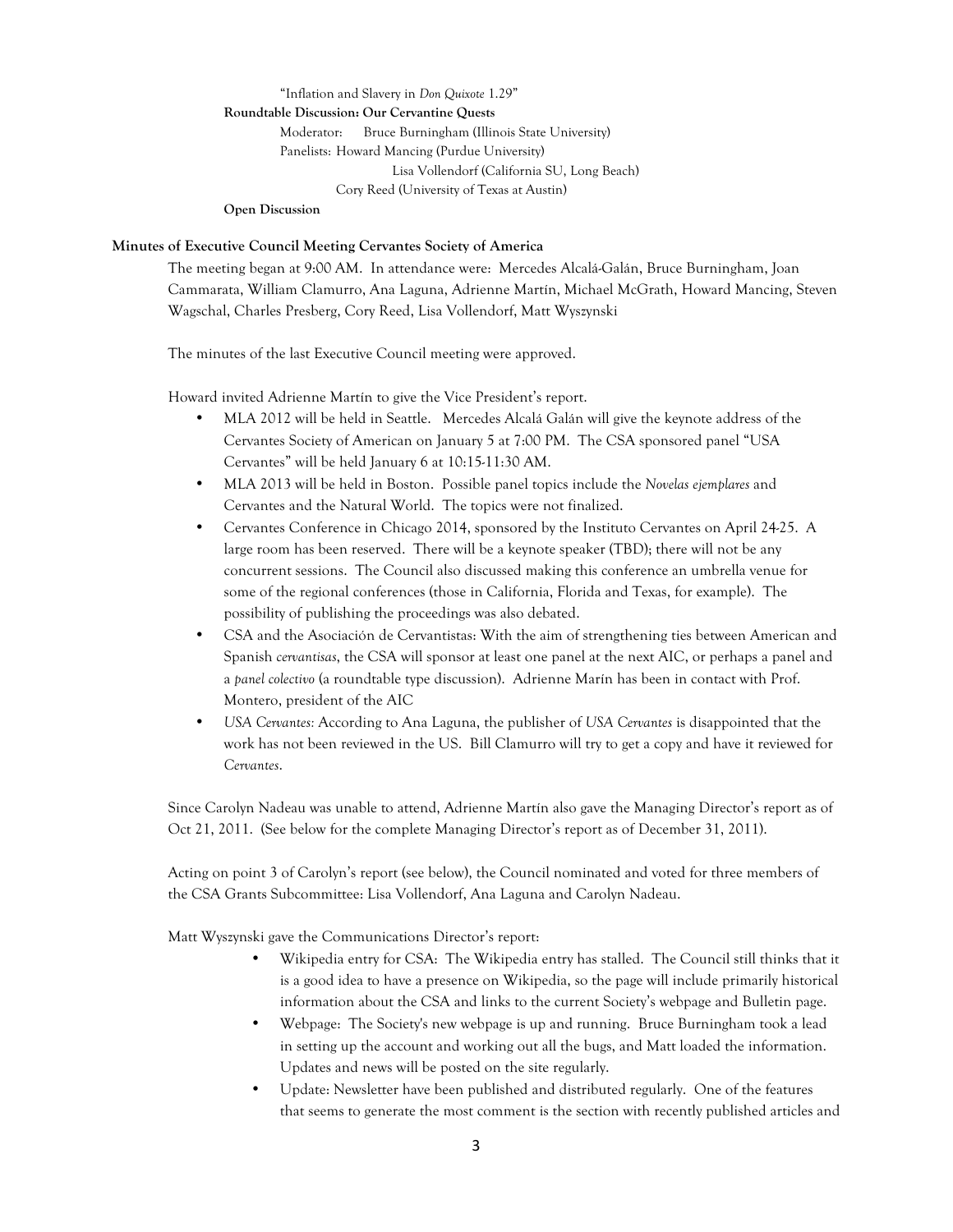"Inflation and Slavery in *Don Quixote* 1.29"

**Roundtable Discussion: Our Cervantine Quests**

Moderator: Bruce Burningham (Illinois State University)

Panelists: Howard Mancing (Purdue University)

Lisa Vollendorf (California SU, Long Beach)

Cory Reed (University of Texas at Austin)

**Open Discussion**

**Minutes of Executive Council Meeting Cervantes Society of America**

The meeting began at 9:00 AM. In attendance were: Mercedes Alcalá-Galán, Bruce Burningham, Joan Cammarata, William Clamurro, Ana Laguna, Adrienne Martín, Michael McGrath, Howard Mancing, Steven Wagschal, Charles Presberg, Cory Reed, Lisa Vollendorf, Matt Wyszynski

The minutes of the last Executive Council meeting were approved.

Howard invited Adrienne Martín to give the Vice President's report.

- MLA 2012 will be held in Seattle. Mercedes Alcalá Galán will give the keynote address of the Cervantes Society of American on January 5 at 7:00 PM. The CSA sponsored panel "USA Cervantes" will be held January 6 at 10:15-11:30 AM.
- MLA 2013 will be held in Boston. Possible panel topics include the *Novelas ejemplares* and Cervantes and the Natural World. The topics were not finalized.
- Cervantes Conference in Chicago 2014, sponsored by the Instituto Cervantes on April 24-25. A large room has been reserved. There will be a keynote speaker (TBD); there will not be any concurrent sessions. The Council also discussed making this conference an umbrella venue for some of the regional conferences (those in California, Florida and Texas, for example). The possibility of publishing the proceedings was also debated.
- CSA and the Asociación de Cervantistas: With the aim of strengthening ties between American and Spanish *cervantisas*, the CSA will sponsor at least one panel at the next AIC, or perhaps a panel and a *panel colectivo* (a roundtable type discussion). Adrienne Marín has been in contact with Prof. Montero, president of the AIC
- *USA Cervantes:* According to Ana Laguna, the publisher of *USA Cervantes* is disappointed that the work has not been reviewed in the US. Bill Clamurro will try to get a copy and have it reviewed for *Cervantes*.

Since Carolyn Nadeau was unable to attend, Adrienne Martín also gave the Managing Director's report as of Oct 21, 2011. (See below for the complete Managing Director's report as of December 31, 2011).

Acting on point 3 of Carolyn's report (see below), the Council nominated and voted for three members of the CSA Grants Subcommittee: Lisa Vollendorf, Ana Laguna and Carolyn Nadeau.

Matt Wyszynski gave the Communications Director's report:

- Wikipedia entry for CSA: The Wikipedia entry has stalled. The Council still thinks that it is a good idea to have a presence on Wikipedia, so the page will include primarily historical information about the CSA and links to the current Society's webpage and Bulletin page.
- Webpage: The Society's new webpage is up and running. Bruce Burningham took a lead in setting up the account and working out all the bugs, and Matt loaded the information. Updates and news will be posted on the site regularly.
- Update: Newsletter have been published and distributed regularly. One of the features that seems to generate the most comment is the section with recently published articles and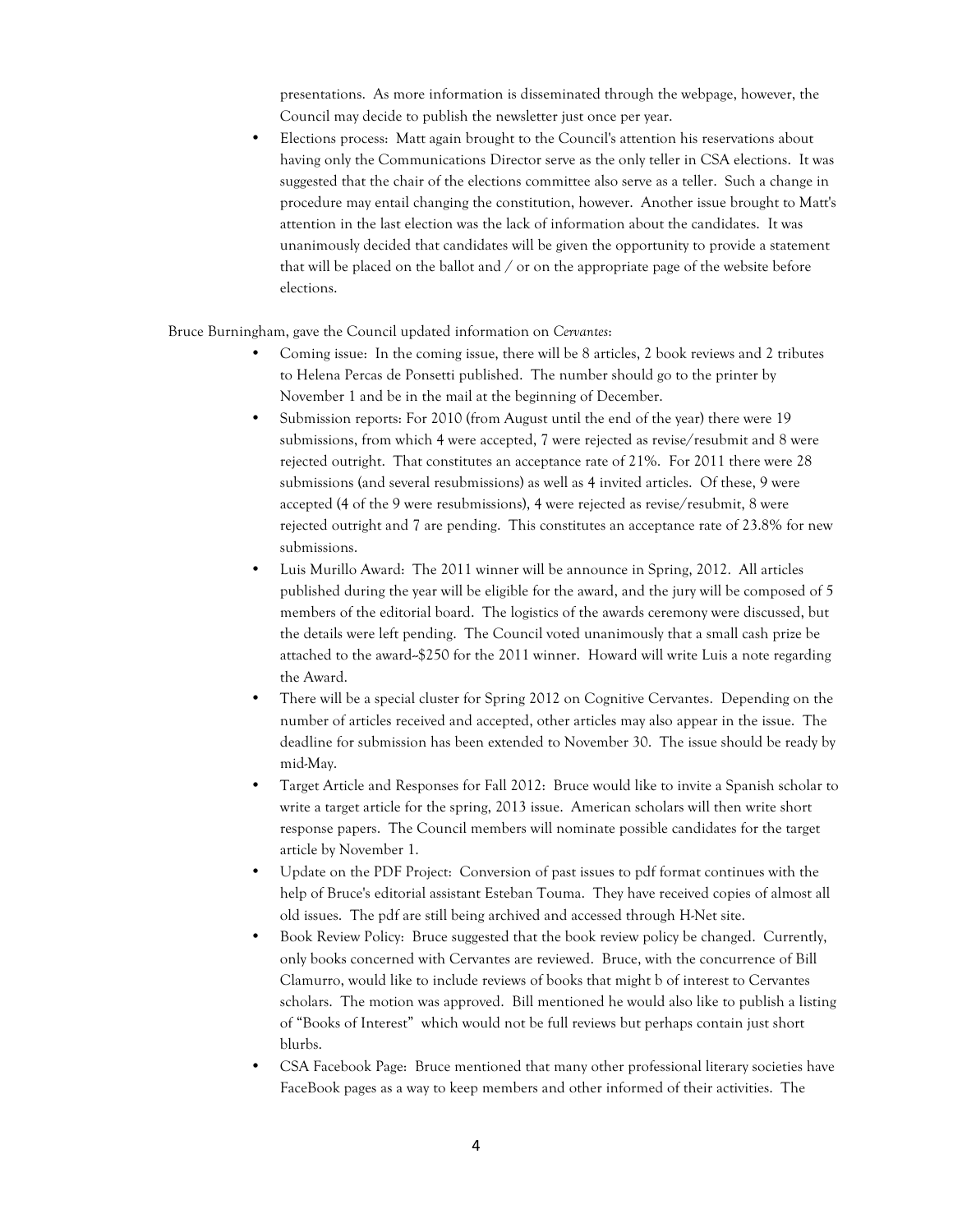presentations. As more information is disseminated through the webpage, however, the Council may decide to publish the newsletter just once per year.

- Elections process: Matt again brought to the Council's attention his reservations about having only the Communications Director serve as the only teller in CSA elections. It was suggested that the chair of the elections committee also serve as a teller. Such a change in procedure may entail changing the constitution, however. Another issue brought to Matt's attention in the last election was the lack of information about the candidates. It was unanimously decided that candidates will be given the opportunity to provide a statement that will be placed on the ballot and / or on the appropriate page of the website before elections.

Bruce Burningham, gave the Council updated information on *Cervantes*:

- Coming issue: In the coming issue, there will be 8 articles, 2 book reviews and 2 tributes to Helena Percas de Ponsetti published. The number should go to the printer by November 1 and be in the mail at the beginning of December.
- Submission reports: For 2010 (from August until the end of the year) there were 19 submissions, from which 4 were accepted, 7 were rejected as revise/resubmit and 8 were rejected outright. That constitutes an acceptance rate of 21%. For 2011 there were 28 submissions (and several resubmissions) as well as 4 invited articles. Of these, 9 were accepted (4 of the 9 were resubmissions), 4 were rejected as revise/resubmit, 8 were rejected outright and 7 are pending. This constitutes an acceptance rate of 23.8% for new submissions.
- Luis Murillo Award: The 2011 winner will be announce in Spring, 2012. All articles published during the year will be eligible for the award, and the jury will be composed of 5 members of the editorial board. The logistics of the awards ceremony were discussed, but the details were left pending. The Council voted unanimously that a small cash prize be attached to the award--$250 for the 2011 winner. Howard will write Luis a note regarding the Award.
- There will be a special cluster for Spring 2012 on Cognitive Cervantes. Depending on the number of articles received and accepted, other articles may also appear in the issue. The deadline for submission has been extended to November 30. The issue should be ready by mid-May.
- Target Article and Responses for Fall 2012: Bruce would like to invite a Spanish scholar to write a target article for the spring, 2013 issue. American scholars will then write short response papers. The Council members will nominate possible candidates for the target article by November 1.
- Update on the PDF Project: Conversion of past issues to pdf format continues with the help of Bruce's editorial assistant Esteban Touma. They have received copies of almost all old issues. The pdf are still being archived and accessed through H-Net site.
- Book Review Policy: Bruce suggested that the book review policy be changed. Currently, only books concerned with Cervantes are reviewed. Bruce, with the concurrence of Bill Clamurro, would like to include reviews of books that might b of interest to Cervantes scholars. The motion was approved. Bill mentioned he would also like to publish a listing of "Books of Interest" which would not be full reviews but perhaps contain just short blurbs.
- CSA Facebook Page: Bruce mentioned that many other professional literary societies have FaceBook pages as a way to keep members and other informed of their activities. The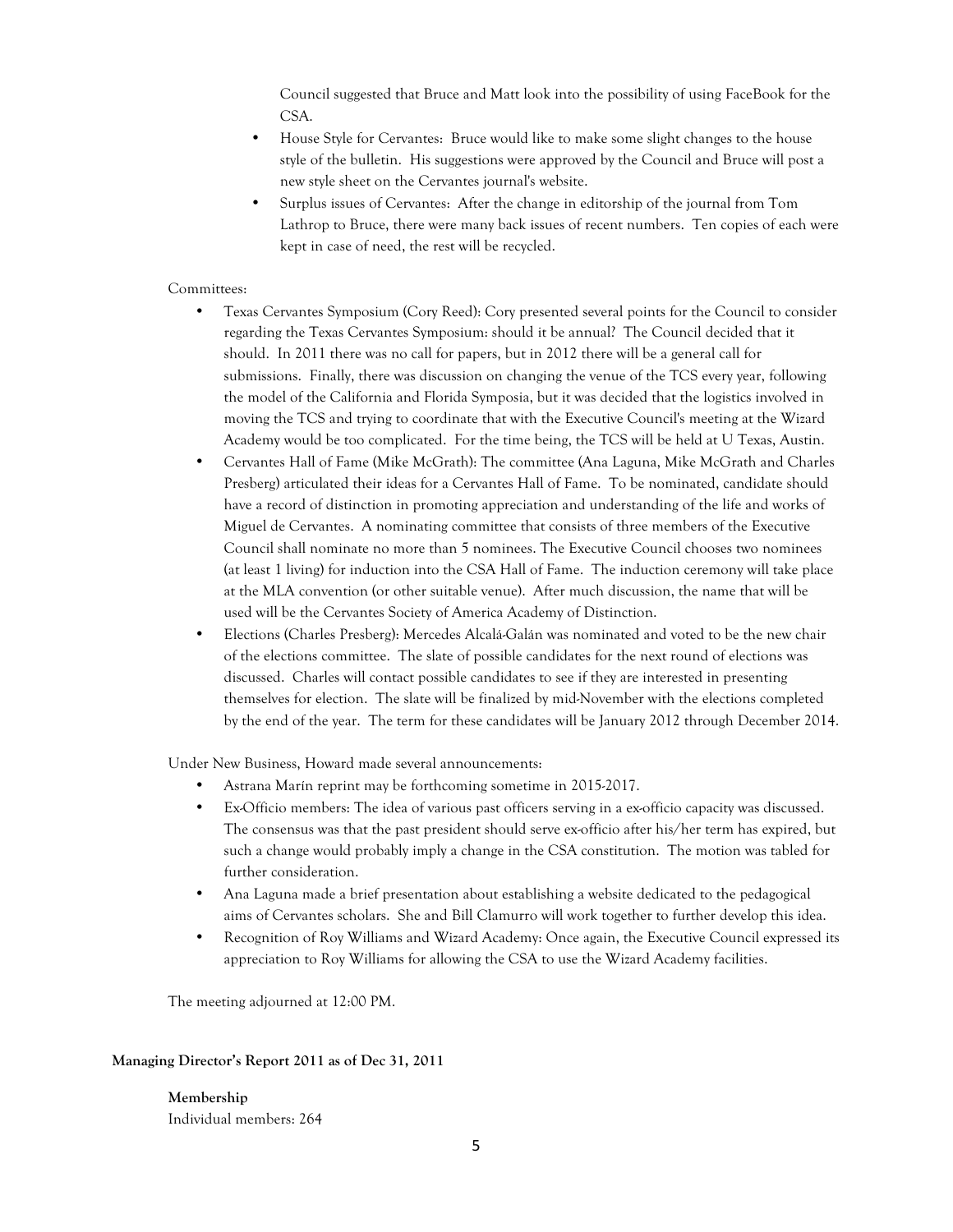Council suggested that Bruce and Matt look into the possibility of using FaceBook for the CSA.

- House Style for Cervantes: Bruce would like to make some slight changes to the house style of the bulletin. His suggestions were approved by the Council and Bruce will post a new style sheet on the Cervantes journal's website.
- Surplus issues of Cervantes: After the change in editorship of the journal from Tom Lathrop to Bruce, there were many back issues of recent numbers. Ten copies of each were kept in case of need, the rest will be recycled.

Committees:

- Texas Cervantes Symposium (Cory Reed): Cory presented several points for the Council to consider regarding the Texas Cervantes Symposium: should it be annual? The Council decided that it should. In 2011 there was no call for papers, but in 2012 there will be a general call for submissions. Finally, there was discussion on changing the venue of the TCS every year, following the model of the California and Florida Symposia, but it was decided that the logistics involved in moving the TCS and trying to coordinate that with the Executive Council's meeting at the Wizard Academy would be too complicated. For the time being, the TCS will be held at U Texas, Austin.
- Cervantes Hall of Fame (Mike McGrath): The committee (Ana Laguna, Mike McGrath and Charles Presberg) articulated their ideas for a Cervantes Hall of Fame. To be nominated, candidate should have a record of distinction in promoting appreciation and understanding of the life and works of Miguel de Cervantes. A nominating committee that consists of three members of the Executive Council shall nominate no more than 5 nominees. The Executive Council chooses two nominees (at least 1 living) for induction into the CSA Hall of Fame. The induction ceremony will take place at the MLA convention (or other suitable venue). After much discussion, the name that will be used will be the Cervantes Society of America Academy of Distinction.
- Elections (Charles Presberg): Mercedes Alcalá-Galán was nominated and voted to be the new chair of the elections committee. The slate of possible candidates for the next round of elections was discussed. Charles will contact possible candidates to see if they are interested in presenting themselves for election. The slate will be finalized by mid-November with the elections completed by the end of the year. The term for these candidates will be January 2012 through December 2014.

Under New Business, Howard made several announcements:

- Astrana Marín reprint may be forthcoming sometime in 2015-2017.
- Ex-Officio members: The idea of various past officers serving in a ex-officio capacity was discussed. The consensus was that the past president should serve ex-officio after his/her term has expired, but such a change would probably imply a change in the CSA constitution. The motion was tabled for further consideration.
- Ana Laguna made a brief presentation about establishing a website dedicated to the pedagogical aims of Cervantes scholars. She and Bill Clamurro will work together to further develop this idea.
- Recognition of Roy Williams and Wizard Academy: Once again, the Executive Council expressed its appreciation to Roy Williams for allowing the CSA to use the Wizard Academy facilities.

The meeting adjourned at 12:00 PM.

**Managing Director's Report 2011 as of Dec 31, 2011**

**Membership**

Individual members: 264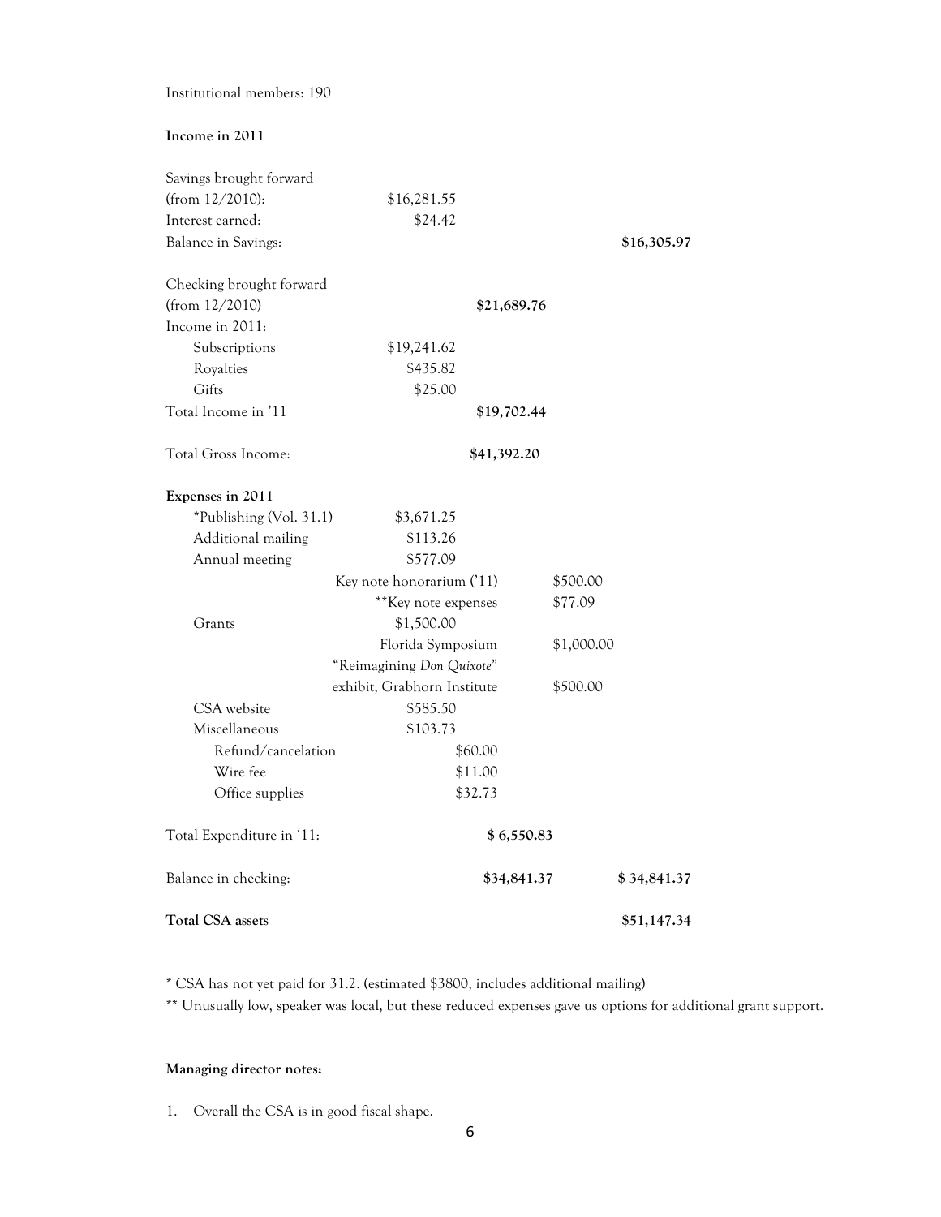Institutional members: 190

**Income in 2011**

| | | | | |
|---|---|---|---|---|
| Savings brought forward (from 12/2010): | $16,281.55 | | | |
| Interest earned: | $24.42 | | | |
| Balance in Savings: | | | | **$16,305.97** |
| | | | | |
| Checking brought forward (from 12/2010) | | **$21,689.76** | | |
| Income in 2011: | | | | |
| Subscriptions | $19,241.62 | | | |
| Royalties | $435.82 | | | |
| Gifts | $25.00 | | | |
| Total Income in '11 | | **$19,702.44** | | |
| | | | | |
| Total Gross Income: | | **$41,392.20** | | |
| | | | | |
| **Expenses in 2011** | | | | |
| *Publishing (Vol. 31.1) | $3,671.25 | | | |
| Additional mailing | $113.26 | | | |
| Annual meeting | $577.09 | | | |
| | Key note honorarium ('11) | | $500.00 | |
| | **Key note expenses | | $77.09 | |
| Grants | $1,500.00 | | | |
| | Florida Symposium | | $1,000.00 | |
| | "Reimagining *Don Quixote*" exhibit, Grabhorn Institute | | $500.00 | |
| CSA website | $585.50 | | | |
| Miscellaneous | $103.73 | | | |
| Refund/cancelation | | $60.00 | | |
| Wire fee | | $11.00 | | |
| Office supplies | | $32.73 | | |
| | | | | |
| Total Expenditure in '11: | | **$ 6,550.83** | | |
| | | | | |
| Balance in checking: | | **$34,841.37** | | **$ 34,841.37** |
| | | | | |
| **Total CSA assets** | | | | **$51,147.34** |

* CSA has not yet paid for 31.2. (estimated $3800, includes additional mailing)

** Unusually low, speaker was local, but these reduced expenses gave us options for additional grant support.

**Managing director notes:**

1. Overall the CSA is in good fiscal shape.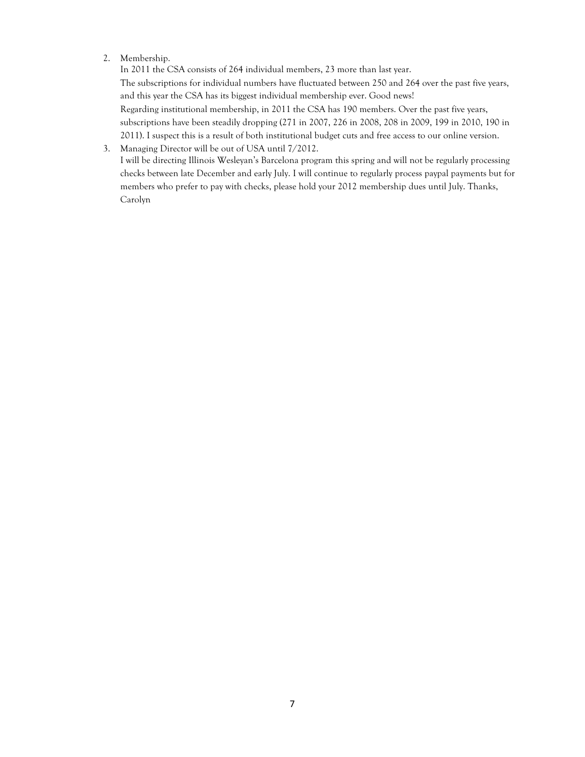2. Membership.
   In 2011 the CSA consists of 264 individual members, 23 more than last year.
   The subscriptions for individual numbers have fluctuated between 250 and 264 over the past five years, and this year the CSA has its biggest individual membership ever. Good news!
   Regarding institutional membership, in 2011 the CSA has 190 members. Over the past five years, subscriptions have been steadily dropping (271 in 2007, 226 in 2008, 208 in 2009, 199 in 2010, 190 in 2011). I suspect this is a result of both institutional budget cuts and free access to our online version.
3. Managing Director will be out of USA until 7/2012.
   I will be directing Illinois Wesleyan's Barcelona program this spring and will not be regularly processing checks between late December and early July. I will continue to regularly process paypal payments but for members who prefer to pay with checks, please hold your 2012 membership dues until July. Thanks, Carolyn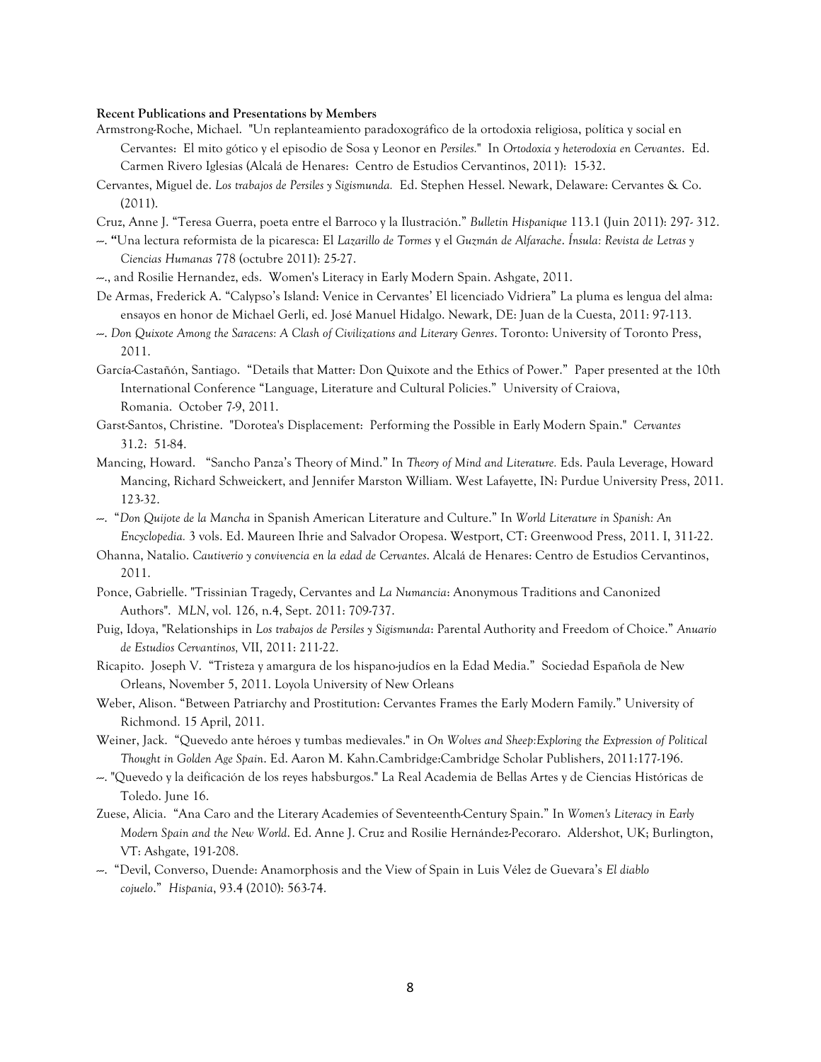**Recent Publications and Presentations by Members**

Armstrong-Roche, Michael. "Un replanteamiento paradoxográfico de la ortodoxia religiosa, política y social en Cervantes: El mito gótico y el episodio de Sosa y Leonor en *Persiles.*" In *Ortodoxia y heterodoxia en Cervantes*. Ed. Carmen Rivero Iglesias (Alcalá de Henares: Centro de Estudios Cervantinos, 2011): 15-32.

Cervantes, Miguel de. *Los trabajos de Persiles y Sigismunda.* Ed. Stephen Hessel. Newark, Delaware: Cervantes & Co. (2011).

Cruz, Anne J. "Teresa Guerra, poeta entre el Barroco y la Ilustración." *Bulletin Hispanique* 113.1 (Juin 2011): 297- 312.

---. "Una lectura reformista de la picaresca: El *Lazarillo de Tormes* y el *Guzmán de Alfarache*. *Ínsula: Revista de Letras y Ciencias Humanas* 778 (octubre 2011): 25-27.

---., and Rosilie Hernandez, eds. Women's Literacy in Early Modern Spain. Ashgate, 2011.

De Armas, Frederick A. "Calypso's Island: Venice in Cervantes' El licenciado Vidriera" La pluma es lengua del alma: ensayos en honor de Michael Gerli, ed. José Manuel Hidalgo. Newark, DE: Juan de la Cuesta, 2011: 97-113.

---. *Don Quixote Among the Saracens: A Clash of Civilizations and Literary Genres*. Toronto: University of Toronto Press, 2011.

García-Castañón, Santiago. "Details that Matter: Don Quixote and the Ethics of Power." Paper presented at the 10th International Conference "Language, Literature and Cultural Policies." University of Craiova, Romania. October 7-9, 2011.

Garst-Santos, Christine. "Dorotea's Displacement: Performing the Possible in Early Modern Spain." *Cervantes* 31.2: 51-84.

Mancing, Howard. "Sancho Panza's Theory of Mind." In *Theory of Mind and Literature.* Eds. Paula Leverage, Howard Mancing, Richard Schweickert, and Jennifer Marston William. West Lafayette, IN: Purdue University Press, 2011. 123-32.

---. "*Don Quijote de la Mancha* in Spanish American Literature and Culture." In *World Literature in Spanish: An Encyclopedia.* 3 vols. Ed. Maureen Ihrie and Salvador Oropesa. Westport, CT: Greenwood Press, 2011. I, 311-22.

Ohanna, Natalio. *Cautiverio y convivencia en la edad de Cervantes*. Alcalá de Henares: Centro de Estudios Cervantinos, 2011.

Ponce, Gabrielle. "Trissinian Tragedy, Cervantes and *La Numancia*: Anonymous Traditions and Canonized Authors". *MLN*, vol. 126, n.4, Sept. 2011: 709-737.

Puig, Idoya, "Relationships in *Los trabajos de Persiles y Sigismunda*: Parental Authority and Freedom of Choice." *Anuario de Estudios Cervantinos,* VII, 2011: 211-22.

Ricapito. Joseph V. "Tristeza y amargura de los hispano-judíos en la Edad Media." Sociedad Española de New Orleans, November 5, 2011. Loyola University of New Orleans

Weber, Alison. "Between Patriarchy and Prostitution: Cervantes Frames the Early Modern Family." University of Richmond. 15 April, 2011.

Weiner, Jack. "Quevedo ante héroes y tumbas medievales." in *On Wolves and Sheep:Exploring the Expression of Political Thought in Golden Age Spain*. Ed. Aaron M. Kahn.Cambridge:Cambridge Scholar Publishers, 2011:177-196.

---. "Quevedo y la deificación de los reyes habsburgos." La Real Academia de Bellas Artes y de Ciencias Históricas de Toledo. June 16.

Zuese, Alicia. "Ana Caro and the Literary Academies of Seventeenth-Century Spain." In *Women's Literacy in Early Modern Spain and the New World*. Ed. Anne J. Cruz and Rosilie Hernández-Pecoraro. Aldershot, UK; Burlington, VT: Ashgate, 191-208.

---. "Devil, Converso, Duende: Anamorphosis and the View of Spain in Luis Vélez de Guevara's *El diablo cojuelo*." *Hispania*, 93.4 (2010): 563-74.